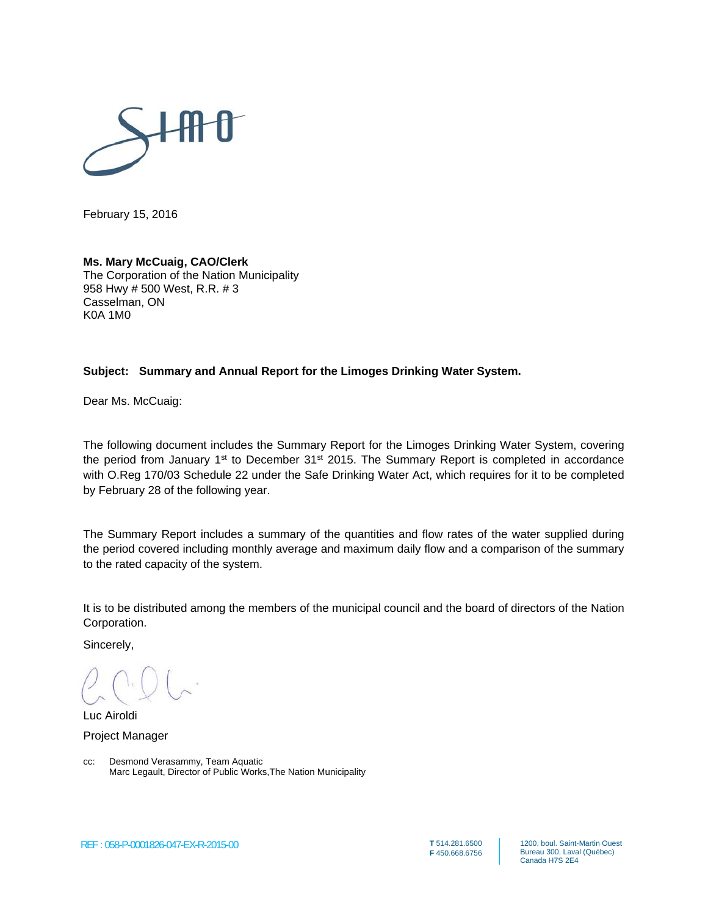SIMO

February 15, 2016

**Ms. Mary McCuaig, CAO/Clerk**
The Corporation of the Nation Municipality
958 Hwy # 500 West, R.R. # 3
Casselman, ON
K0A 1M0

**Subject: Summary and Annual Report for the Limoges Drinking Water System.**

Dear Ms. McCuaig:

The following document includes the Summary Report for the Limoges Drinking Water System, covering the period from January 1st to December 31st 2015. The Summary Report is completed in accordance with O.Reg 170/03 Schedule 22 under the Safe Drinking Water Act, which requires for it to be completed by February 28 of the following year.

The Summary Report includes a summary of the quantities and flow rates of the water supplied during the period covered including monthly average and maximum daily flow and a comparison of the summary to the rated capacity of the system.

It is to be distributed among the members of the municipal council and the board of directors of the Nation Corporation.

Sincerely,

Luc Airoldi
Project Manager

cc: Desmond Verasammy, Team Aquatic
Marc Legault, Director of Public Works, The Nation Municipality

REF : 058-P-0001826-047-EX-R-2015-00

**T** 514.281.6500
**F** 450.668.6756

1200, boul. Saint-Martin Ouest
Bureau 300, Laval (Québec)
Canada H7S 2E4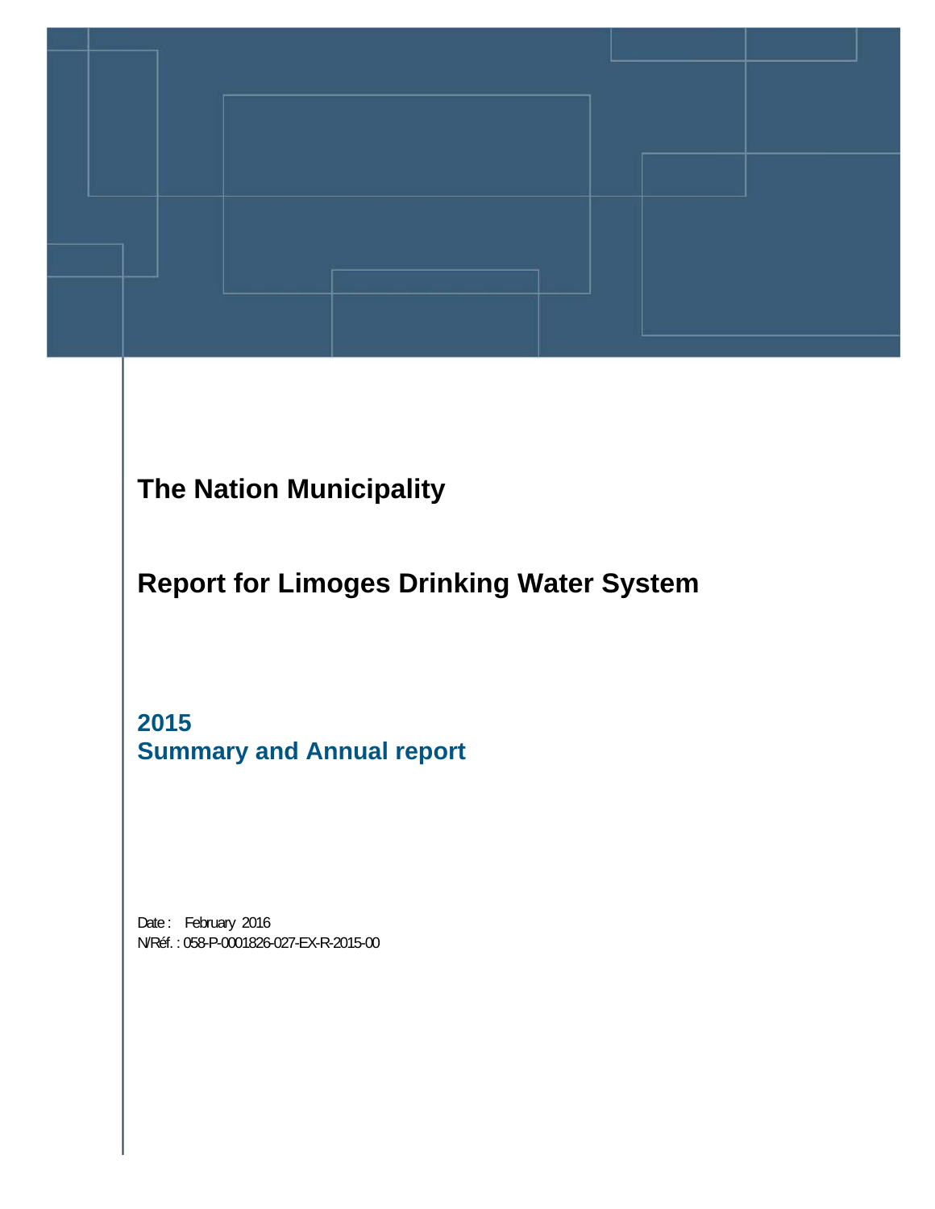# The Nation Municipality

# Report for Limoges Drinking Water System

## 2015
## Summary and Annual report

Date : February 2016
N/Réf. : 058-P-0001826-027-EX-R-2015-00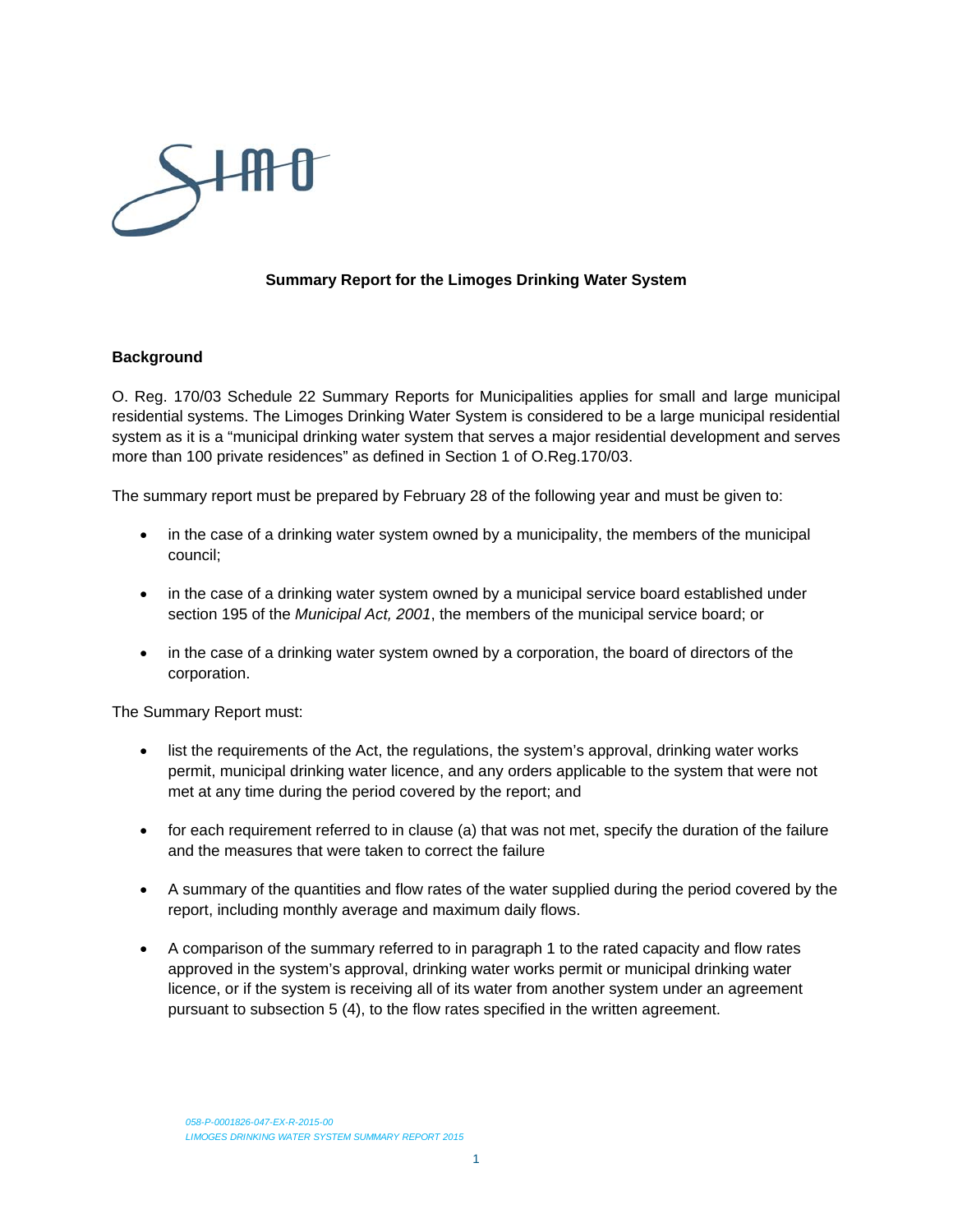**Summary Report for the Limoges Drinking Water System**

**Background**

O. Reg. 170/03 Schedule 22 Summary Reports for Municipalities applies for small and large municipal residential systems. The Limoges Drinking Water System is considered to be a large municipal residential system as it is a "municipal drinking water system that serves a major residential development and serves more than 100 private residences" as defined in Section 1 of O.Reg.170/03.

The summary report must be prepared by February 28 of the following year and must be given to:

- in the case of a drinking water system owned by a municipality, the members of the municipal council;
- in the case of a drinking water system owned by a municipal service board established under section 195 of the *Municipal Act, 2001*, the members of the municipal service board; or
- in the case of a drinking water system owned by a corporation, the board of directors of the corporation.

The Summary Report must:

- list the requirements of the Act, the regulations, the system's approval, drinking water works permit, municipal drinking water licence, and any orders applicable to the system that were not met at any time during the period covered by the report; and
- for each requirement referred to in clause (a) that was not met, specify the duration of the failure and the measures that were taken to correct the failure
- A summary of the quantities and flow rates of the water supplied during the period covered by the report, including monthly average and maximum daily flows.
- A comparison of the summary referred to in paragraph 1 to the rated capacity and flow rates approved in the system's approval, drinking water works permit or municipal drinking water licence, or if the system is receiving all of its water from another system under an agreement pursuant to subsection 5 (4), to the flow rates specified in the written agreement.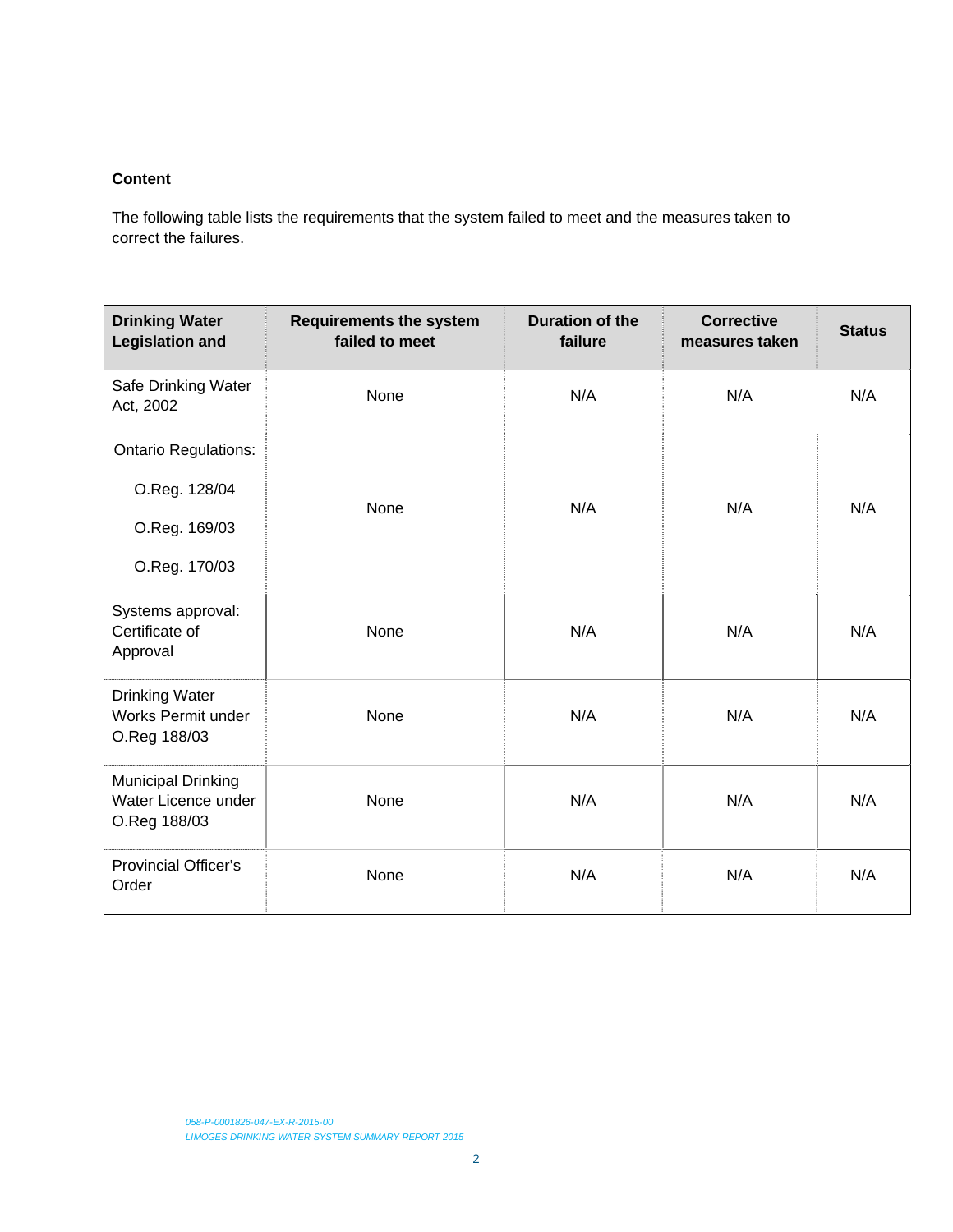**Content**

The following table lists the requirements that the system failed to meet and the measures taken to correct the failures.

| Drinking Water Legislation and | Requirements the system failed to meet | Duration of the failure | Corrective measures taken | Status |
|---|---|---|---|---|
| Safe Drinking Water Act, 2002 | None | N/A | N/A | N/A |
| Ontario Regulations: O.Reg. 128/04 O.Reg. 169/03 O.Reg. 170/03 | None | N/A | N/A | N/A |
| Systems approval: Certificate of Approval | None | N/A | N/A | N/A |
| Drinking Water Works Permit under O.Reg 188/03 | None | N/A | N/A | N/A |
| Municipal Drinking Water Licence under O.Reg 188/03 | None | N/A | N/A | N/A |
| Provincial Officer's Order | None | N/A | N/A | N/A |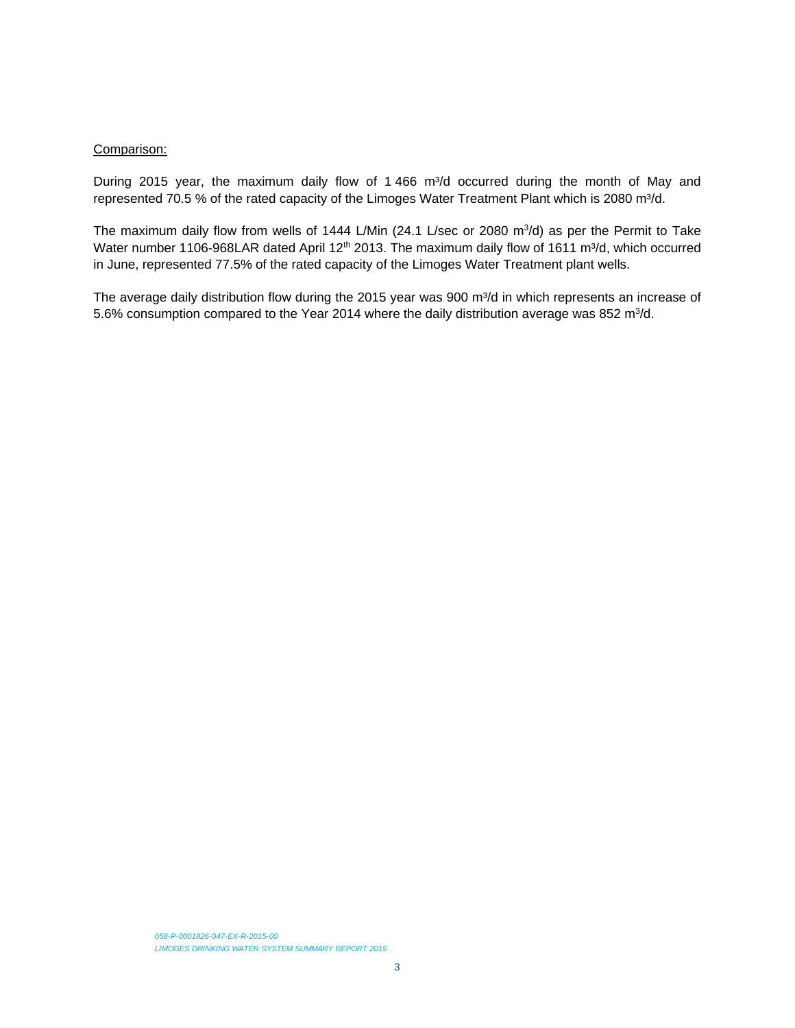Comparison:

During 2015 year, the maximum daily flow of 1 466 $m^3/d$ occurred during the month of May and represented 70.5 % of the rated capacity of the Limoges Water Treatment Plant which is 2080 $m^3/d$.

The maximum daily flow from wells of 1444 L/Min (24.1 L/sec or 2080 $m^3/d$) as per the Permit to Take Water number 1106-968LAR dated April 12th 2013. The maximum daily flow of 1611 $m^3/d$, which occurred in June, represented 77.5% of the rated capacity of the Limoges Water Treatment plant wells.

The average daily distribution flow during the 2015 year was 900 $m^3/d$ in which represents an increase of 5.6% consumption compared to the Year 2014 where the daily distribution average was 852 $m^3/d$.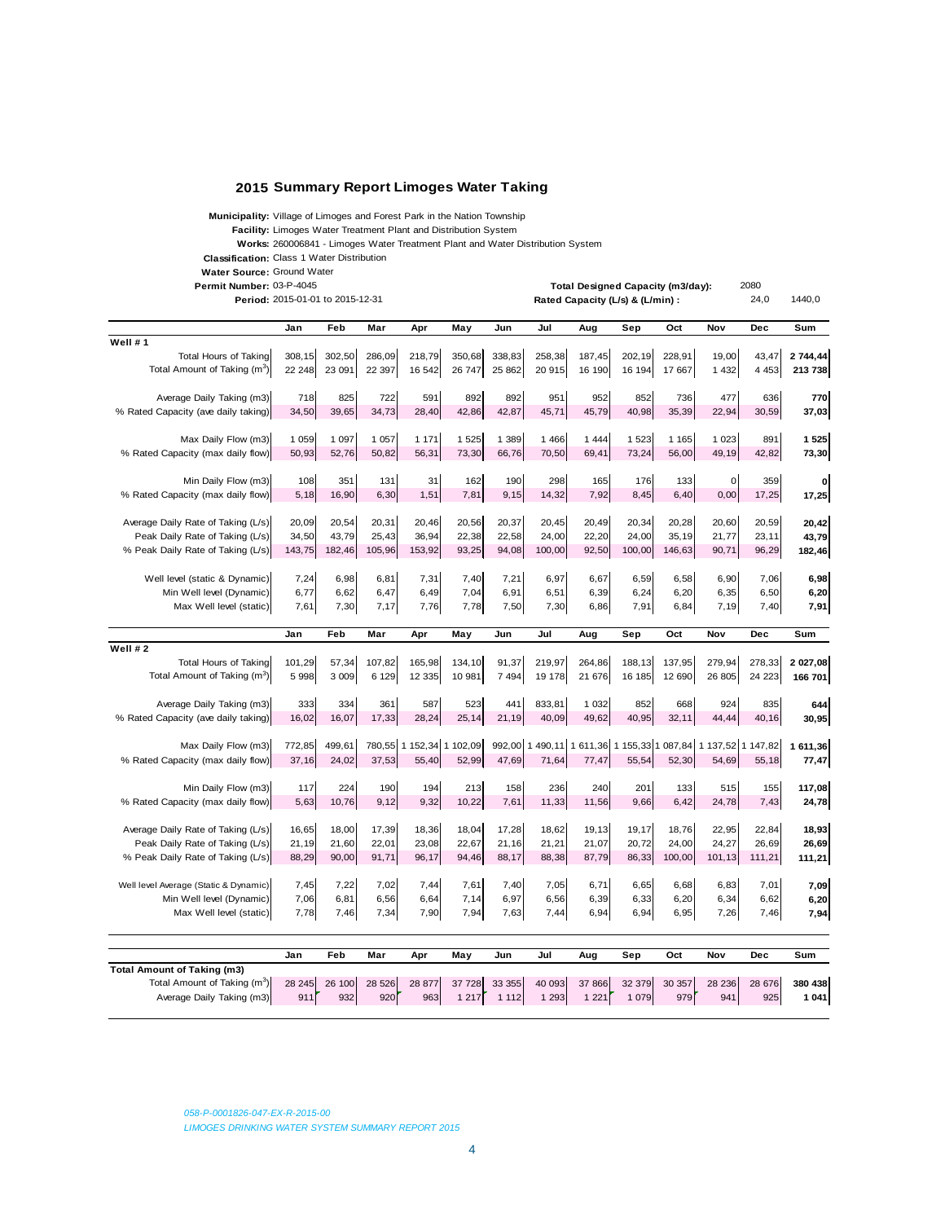## 2015 Summary Report Limoges Water Taking

**Municipality:** Village of Limoges and Forest Park in the Nation Township
**Facility:** Limoges Water Treatment Plant and Distribution System
**Works:** 260006841 - Limoges Water Treatment Plant and Water Distribution System
**Classification:** Class 1 Water Distribution
**Water Source:** Ground Water
**Permit Number:** 03-P-4045
**Period:** 2015-01-01 to 2015-12-31

**Total Designed Capacity (m3/day):** 2080
**Rated Capacity (L/s) & (L/min) :** 24,0 1440,0

| | Jan | Feb | Mar | Apr | May | Jun | Jul | Aug | Sep | Oct | Nov | Dec | Sum |
|---|---|---|---|---|---|---|---|---|---|---|---|---|---|
| **Well # 1** | | | | | | | | | | | | | |
| Total Hours of Taking | 308,15 | 302,50 | 286,09 | 218,79 | 350,68 | 338,83 | 258,38 | 187,45 | 202,19 | 228,91 | 19,00 | 43,47 | **2 744,44** |
| Total Amount of Taking ($m^3$) | 22 248 | 23 091 | 22 397 | 16 542 | 26 747 | 25 862 | 20 915 | 16 190 | 16 194 | 17 667 | 1 432 | 4 453 | **213 738** |
| Average Daily Taking (m3) | 718 | 825 | 722 | 591 | 892 | 892 | 951 | 952 | 852 | 736 | 477 | 636 | **770** |
| % Rated Capacity (ave daily taking) | 34,50 | 39,65 | 34,73 | 28,40 | 42,86 | 42,87 | 45,71 | 45,79 | 40,98 | 35,39 | 22,94 | 30,59 | **37,03** |
| Max Daily Flow (m3) | 1 059 | 1 097 | 1 057 | 1 171 | 1 525 | 1 389 | 1 466 | 1 444 | 1 523 | 1 165 | 1 023 | 891 | **1 525** |
| % Rated Capacity (max daily flow) | 50,93 | 52,76 | 50,82 | 56,31 | 73,30 | 66,76 | 70,50 | 69,41 | 73,24 | 56,00 | 49,19 | 42,82 | **73,30** |
| Min Daily Flow (m3) | 108 | 351 | 131 | 31 | 162 | 190 | 298 | 165 | 176 | 133 | 0 | 359 | **0** |
| % Rated Capacity (max daily flow) | 5,18 | 16,90 | 6,30 | 1,51 | 7,81 | 9,15 | 14,32 | 7,92 | 8,45 | 6,40 | 0,00 | 17,25 | **17,25** |
| Average Daily Rate of Taking (L/s) | 20,09 | 20,54 | 20,31 | 20,46 | 20,56 | 20,37 | 20,45 | 20,49 | 20,34 | 20,28 | 20,60 | 20,59 | **20,42** |
| Peak Daily Rate of Taking (L/s) | 34,50 | 43,79 | 25,43 | 36,94 | 22,38 | 22,58 | 24,00 | 22,20 | 24,00 | 35,19 | 21,77 | 23,11 | **43,79** |
| % Peak Daily Rate of Taking (L/s) | 143,75 | 182,46 | 105,96 | 153,92 | 93,25 | 94,08 | 100,00 | 92,50 | 100,00 | 146,63 | 90,71 | 96,29 | **182,46** |
| Well level (static & Dynamic) | 7,24 | 6,98 | 6,81 | 7,31 | 7,40 | 7,21 | 6,97 | 6,67 | 6,59 | 6,58 | 6,90 | 7,06 | **6,98** |
| Min Well level (Dynamic) | 6,77 | 6,62 | 6,47 | 6,49 | 7,04 | 6,91 | 6,51 | 6,39 | 6,24 | 6,20 | 6,35 | 6,50 | **6,20** |
| Max Well level (static) | 7,61 | 7,30 | 7,17 | 7,76 | 7,78 | 7,50 | 7,30 | 6,86 | 7,91 | 6,84 | 7,19 | 7,40 | **7,91** |

| | Jan | Feb | Mar | Apr | May | Jun | Jul | Aug | Sep | Oct | Nov | Dec | Sum |
|---|---|---|---|---|---|---|---|---|---|---|---|---|---|
| **Well # 2** | | | | | | | | | | | | | |
| Total Hours of Taking | 101,29 | 57,34 | 107,82 | 165,98 | 134,10 | 91,37 | 219,97 | 264,86 | 188,13 | 137,95 | 279,94 | 278,33 | **2 027,08** |
| Total Amount of Taking ($m^3$) | 5 998 | 3 009 | 6 129 | 12 335 | 10 981 | 7 494 | 19 178 | 21 676 | 16 185 | 12 690 | 26 805 | 24 223 | **166 701** |
| Average Daily Taking (m3) | 333 | 334 | 361 | 587 | 523 | 441 | 833,81 | 1 032 | 852 | 668 | 924 | 835 | **644** |
| % Rated Capacity (ave daily taking) | 16,02 | 16,07 | 17,33 | 28,24 | 25,14 | 21,19 | 40,09 | 49,62 | 40,95 | 32,11 | 44,44 | 40,16 | **30,95** |
| Max Daily Flow (m3) | 772,85 | 499,61 | 780,55 | 1 152,34 | 1 102,09 | 992,00 | 1 490,11 | 1 611,36 | 1 155,33 | 1 087,84 | 1 137,52 | 1 147,82 | **1 611,36** |
| % Rated Capacity (max daily flow) | 37,16 | 24,02 | 37,53 | 55,40 | 52,99 | 47,69 | 71,64 | 77,47 | 55,54 | 52,30 | 54,69 | 55,18 | **77,47** |
| Min Daily Flow (m3) | 117 | 224 | 190 | 194 | 213 | 158 | 236 | 240 | 201 | 133 | 515 | 155 | **117,08** |
| % Rated Capacity (max daily flow) | 5,63 | 10,76 | 9,12 | 9,32 | 10,22 | 7,61 | 11,33 | 11,56 | 9,66 | 6,42 | 24,78 | 7,43 | **24,78** |
| Average Daily Rate of Taking (L/s) | 16,65 | 18,00 | 17,39 | 18,36 | 18,04 | 17,28 | 18,62 | 19,13 | 19,17 | 18,76 | 22,95 | 22,84 | **18,93** |
| Peak Daily Rate of Taking (L/s) | 21,19 | 21,60 | 22,01 | 23,08 | 22,67 | 21,16 | 21,21 | 21,07 | 20,72 | 24,00 | 24,27 | 26,69 | **26,69** |
| % Peak Daily Rate of Taking (L/s) | 88,29 | 90,00 | 91,71 | 96,17 | 94,46 | 88,17 | 88,38 | 87,79 | 86,33 | 100,00 | 101,13 | 111,21 | **111,21** |
| Well level Average (Static & Dynamic) | 7,45 | 7,22 | 7,02 | 7,44 | 7,61 | 7,40 | 7,05 | 6,71 | 6,65 | 6,68 | 6,83 | 7,01 | **7,09** |
| Min Well level (Dynamic) | 7,06 | 6,81 | 6,56 | 6,64 | 7,14 | 6,97 | 6,56 | 6,39 | 6,33 | 6,20 | 6,34 | 6,62 | **6,20** |
| Max Well level (static) | 7,78 | 7,46 | 7,34 | 7,90 | 7,94 | 7,63 | 7,44 | 6,94 | 6,94 | 6,95 | 7,26 | 7,46 | **7,94** |

| | Jan | Feb | Mar | Apr | May | Jun | Jul | Aug | Sep | Oct | Nov | Dec | Sum |
|---|---|---|---|---|---|---|---|---|---|---|---|---|---|
| **Total Amount of Taking (m3)** | | | | | | | | | | | | | |
| Total Amount of Taking ($m^3$) | 28 245 | 26 100 | 28 526 | 28 877 | 37 728 | 33 355 | 40 093 | 37 866 | 32 379 | 30 357 | 28 236 | 28 676 | **380 438** |
| Average Daily Taking (m3) | 911 | 932 | 920 | 963 | 1 217 | 1 112 | 1 293 | 1 221 | 1 079 | 979 | 941 | 925 | **1 041** |

*058-P-0001826-047-EX-R-2015-00*
*LIMOGES DRINKING WATER SYSTEM SUMMARY REPORT 2015*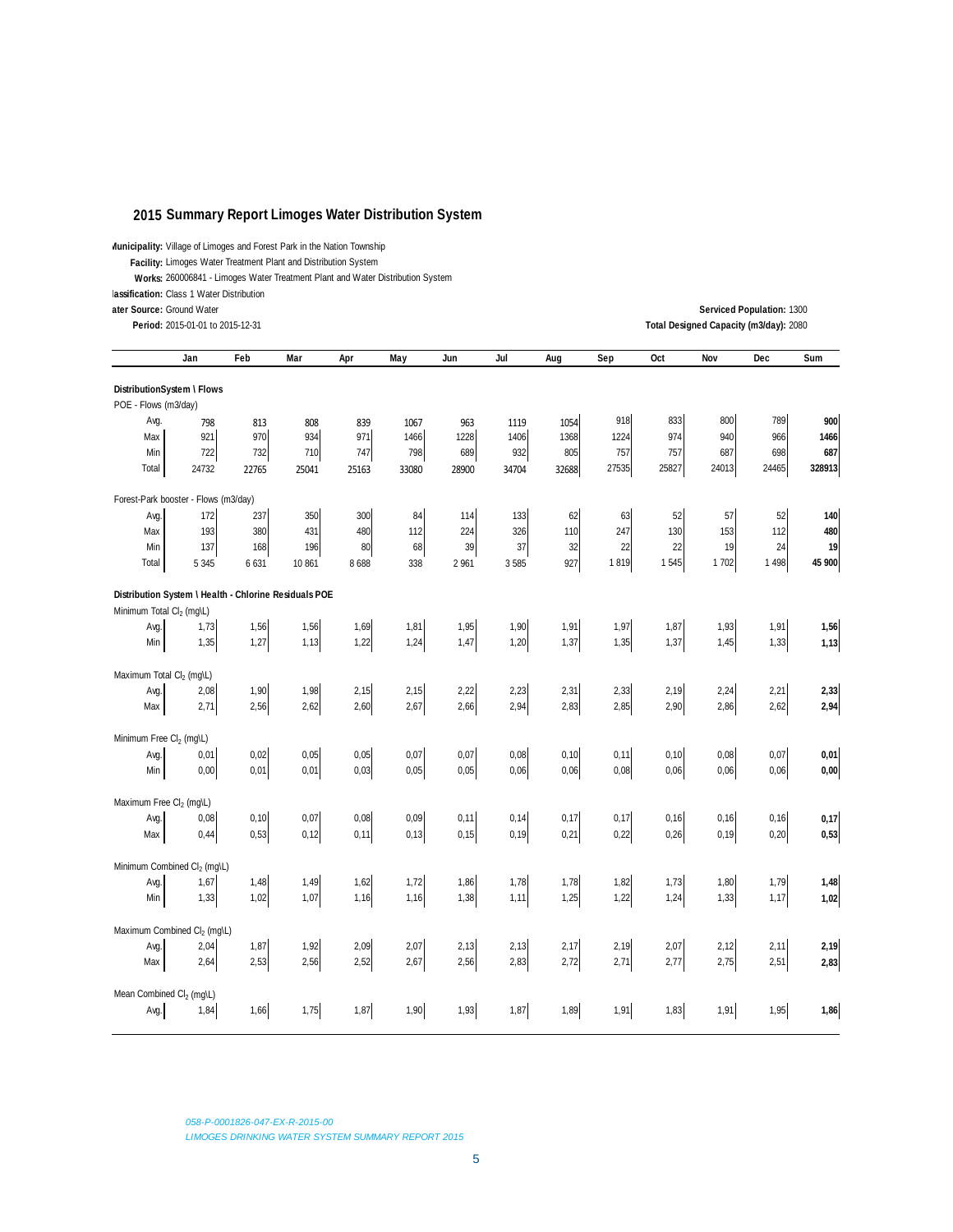## 2015 Summary Report Limoges Water Distribution System

**Municipality:** Village of Limoges and Forest Park in the Nation Township
**Facility:** Limoges Water Treatment Plant and Distribution System
**Works:** 260006841 - Limoges Water Treatment Plant and Water Distribution System
**Classification:** Class 1 Water Distribution
**Water Source:** Ground Water
**Period:** 2015-01-01 to 2015-12-31

**Serviced Population:** 1300
**Total Designed Capacity (m3/day):** 2080

| | Jan | Feb | Mar | Apr | May | Jun | Jul | Aug | Sep | Oct | Nov | Dec | Sum |
|---|---|---|---|---|---|---|---|---|---|---|---|---|---|
| **DistributionSystem \ Flows** | | | | | | | | | | | | | |
| POE - Flows (m3/day) | | | | | | | | | | | | | |
| Avg. | 798 | 813 | 808 | 839 | 1067 | 963 | 1119 | 1054 | 918 | 833 | 800 | 789 | **900** |
| Max | 921 | 970 | 934 | 971 | 1466 | 1228 | 1406 | 1368 | 1224 | 974 | 940 | 966 | **1466** |
| Min | 722 | 732 | 710 | 747 | 798 | 689 | 932 | 805 | 757 | 757 | 687 | 698 | **687** |
| Total | 24732 | 22765 | 25041 | 25163 | 33080 | 28900 | 34704 | 32688 | 27535 | 25827 | 24013 | 24465 | **328913** |
| Forest-Park booster - Flows (m3/day) | | | | | | | | | | | | | |
| Avg. | 172 | 237 | 350 | 300 | 84 | 114 | 133 | 62 | 63 | 52 | 57 | 52 | **140** |
| Max | 193 | 380 | 431 | 480 | 112 | 224 | 326 | 110 | 247 | 130 | 153 | 112 | **480** |
| Min | 137 | 168 | 196 | 80 | 68 | 39 | 37 | 32 | 22 | 22 | 19 | 24 | **19** |
| Total | 5 345 | 6 631 | 10 861 | 8 688 | 338 | 2 961 | 3 585 | 927 | 1 819 | 1 545 | 1 702 | 1 498 | **45 900** |
| **Distribution System \ Health - Chlorine Residuals POE** | | | | | | | | | | | | | |
| Minimum Total $Cl_2$ (mg\L) | | | | | | | | | | | | | |
| Avg. | 1,73 | 1,56 | 1,56 | 1,69 | 1,81 | 1,95 | 1,90 | 1,91 | 1,97 | 1,87 | 1,93 | 1,91 | **1,56** |
| Min | 1,35 | 1,27 | 1,13 | 1,22 | 1,24 | 1,47 | 1,20 | 1,37 | 1,35 | 1,37 | 1,45 | 1,33 | **1,13** |
| Maximum Total $Cl_2$ (mg\L) | | | | | | | | | | | | | |
| Avg. | 2,08 | 1,90 | 1,98 | 2,15 | 2,15 | 2,22 | 2,23 | 2,31 | 2,33 | 2,19 | 2,24 | 2,21 | **2,33** |
| Max | 2,71 | 2,56 | 2,62 | 2,60 | 2,67 | 2,66 | 2,94 | 2,83 | 2,85 | 2,90 | 2,86 | 2,62 | **2,94** |
| Minimum Free $Cl_2$ (mg\L) | | | | | | | | | | | | | |
| Avg. | 0,01 | 0,02 | 0,05 | 0,05 | 0,07 | 0,07 | 0,08 | 0,10 | 0,11 | 0,10 | 0,08 | 0,07 | **0,01** |
| Min | 0,00 | 0,01 | 0,01 | 0,03 | 0,05 | 0,05 | 0,06 | 0,06 | 0,08 | 0,06 | 0,06 | 0,06 | **0,00** |
| Maximum Free $Cl_2$ (mg\L) | | | | | | | | | | | | | |
| Avg. | 0,08 | 0,10 | 0,07 | 0,08 | 0,09 | 0,11 | 0,14 | 0,17 | 0,17 | 0,16 | 0,16 | 0,16 | **0,17** |
| Max | 0,44 | 0,53 | 0,12 | 0,11 | 0,13 | 0,15 | 0,19 | 0,21 | 0,22 | 0,26 | 0,19 | 0,20 | **0,53** |
| Minimum Combined $Cl_2$ (mg\L) | | | | | | | | | | | | | |
| Avg. | 1,67 | 1,48 | 1,49 | 1,62 | 1,72 | 1,86 | 1,78 | 1,78 | 1,82 | 1,73 | 1,80 | 1,79 | **1,48** |
| Min | 1,33 | 1,02 | 1,07 | 1,16 | 1,16 | 1,38 | 1,11 | 1,25 | 1,22 | 1,24 | 1,33 | 1,17 | **1,02** |
| Maximum Combined $Cl_2$ (mg\L) | | | | | | | | | | | | | |
| Avg. | 2,04 | 1,87 | 1,92 | 2,09 | 2,07 | 2,13 | 2,13 | 2,17 | 2,19 | 2,07 | 2,12 | 2,11 | **2,19** |
| Max | 2,64 | 2,53 | 2,56 | 2,52 | 2,67 | 2,56 | 2,83 | 2,72 | 2,71 | 2,77 | 2,75 | 2,51 | **2,83** |
| Mean Combined $Cl_2$ (mg\L) | | | | | | | | | | | | | |
| Avg. | 1,84 | 1,66 | 1,75 | 1,87 | 1,90 | 1,93 | 1,87 | 1,89 | 1,91 | 1,83 | 1,91 | 1,95 | **1,86** |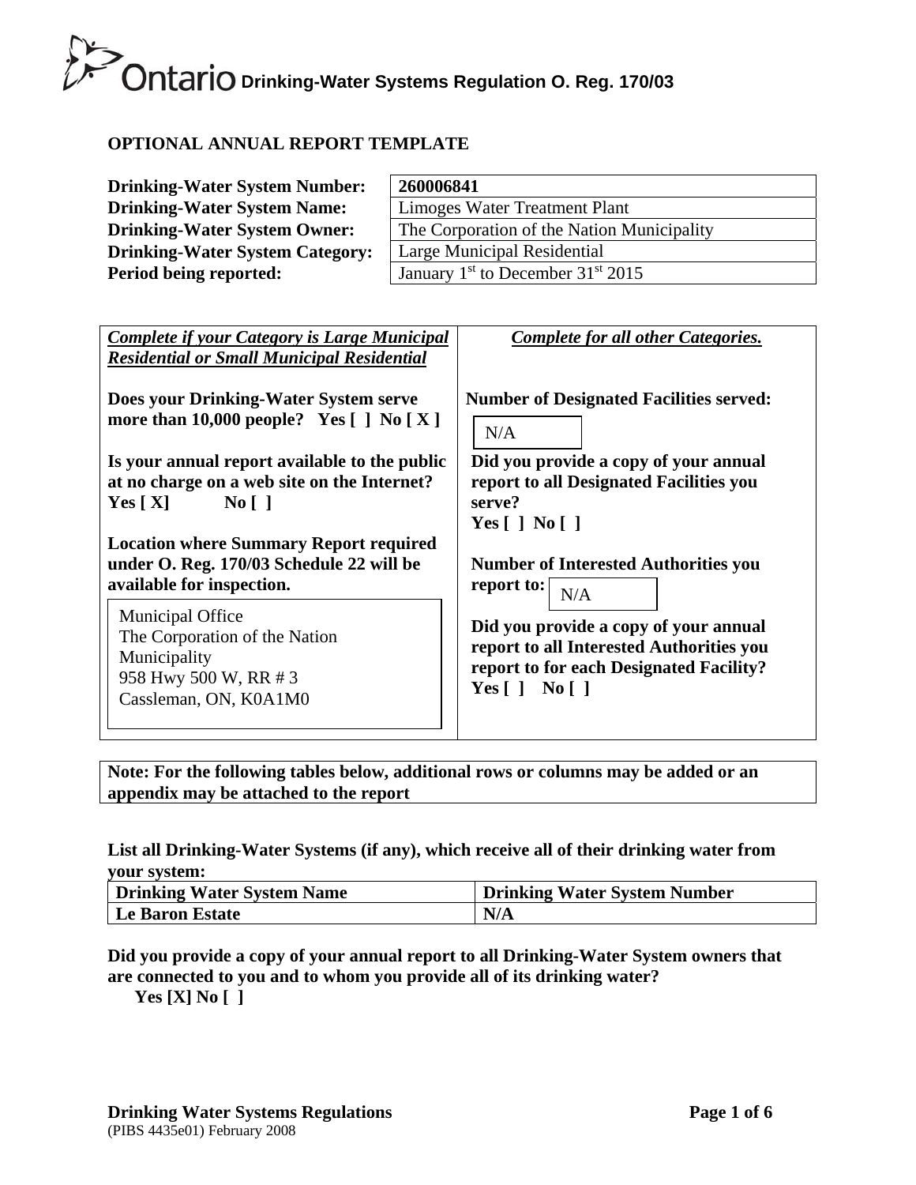# Drinking-Water Systems Regulation O. Reg. 170/03

## OPTIONAL ANNUAL REPORT TEMPLATE

| | |
|---|---|
| **Drinking-Water System Number:** | **260006841** |
| **Drinking-Water System Name:** | Limoges Water Treatment Plant |
| **Drinking-Water System Owner:** | The Corporation of the Nation Municipality |
| **Drinking-Water System Category:** | Large Municipal Residential |
| **Period being reported:** | January 1st to December 31st 2015 |

***Complete if your Category is Large Municipal Residential or Small Municipal Residential***

**Does your Drinking-Water System serve more than 10,000 people? Yes [ ] No [ X ]**

**Is your annual report available to the public at no charge on a web site on the Internet?**
**Yes [ X] No [ ]**

**Location where Summary Report required under O. Reg. 170/03 Schedule 22 will be available for inspection.**

Municipal Office
The Corporation of the Nation Municipality
958 Hwy 500 W, RR # 3
Cassleman, ON, K0A1M0

***Complete for all other Categories.***

**Number of Designated Facilities served:**

N/A

**Did you provide a copy of your annual report to all Designated Facilities you serve?**
**Yes [ ] No [ ]**

**Number of Interested Authorities you report to:** N/A

**Did you provide a copy of your annual report to all Interested Authorities you report to for each Designated Facility?**
**Yes [ ] No [ ]**

**Note: For the following tables below, additional rows or columns may be added or an appendix may be attached to the report**

**List all Drinking-Water Systems (if any), which receive all of their drinking water from your system:**

| Drinking Water System Name | Drinking Water System Number |
|---|---|
| **Le Baron Estate** | **N/A** |

**Did you provide a copy of your annual report to all Drinking-Water System owners that are connected to you and to whom you provide all of its drinking water?**
**Yes [X] No [ ]**

**Drinking Water Systems Regulations**
(PIBS 4435e01) February 2008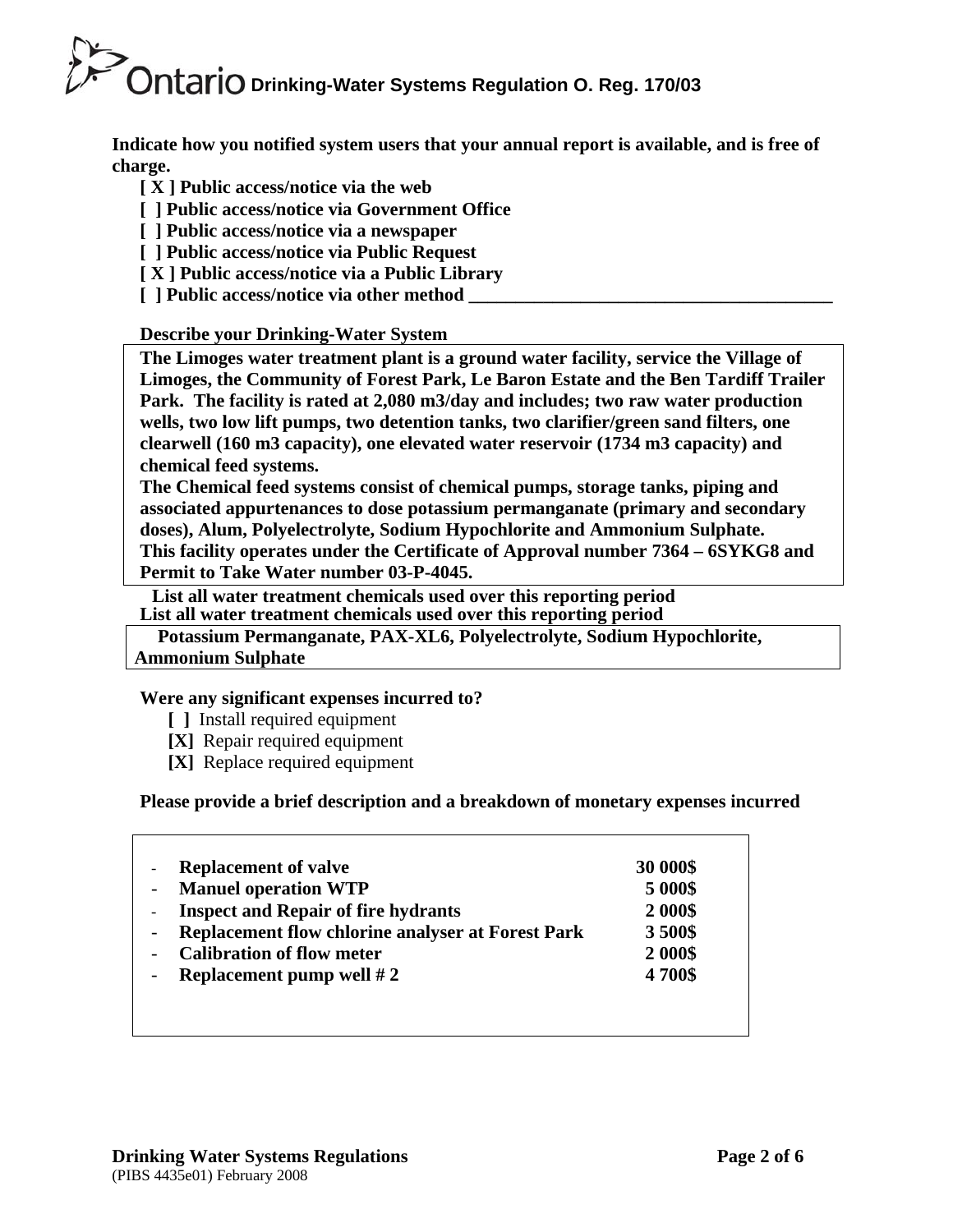**Indicate how you notified system users that your annual report is available, and is free of charge.**

**[ X ] Public access/notice via the web**
**[ ] Public access/notice via Government Office**
**[ ] Public access/notice via a newspaper**
**[ ] Public access/notice via Public Request**
**[ X ] Public access/notice via a Public Library**
**[ ] Public access/notice via other method ________________________________________**

**Describe your Drinking-Water System**

**The Limoges water treatment plant is a ground water facility, service the Village of Limoges, the Community of Forest Park, Le Baron Estate and the Ben Tardiff Trailer Park. The facility is rated at 2,080 m3/day and includes; two raw water production wells, two low lift pumps, two detention tanks, two clarifier/green sand filters, one clearwell (160 m3 capacity), one elevated water reservoir (1734 m3 capacity) and chemical feed systems.**
**The Chemical feed systems consist of chemical pumps, storage tanks, piping and associated appurtenances to dose potassium permanganate (primary and secondary doses), Alum, Polyelectrolyte, Sodium Hypochlorite and Ammonium Sulphate.**
**This facility operates under the Certificate of Approval number 7364 – 6SYKG8 and Permit to Take Water number 03-P-4045.**

**List all water treatment chemicals used over this reporting period**
**List all water treatment chemicals used over this reporting period**

**Potassium Permanganate, PAX-XL6, Polyelectrolyte, Sodium Hypochlorite, Ammonium Sulphate**

**Were any significant expenses incurred to?**

**[ ]** Install required equipment
**[X]** Repair required equipment
**[X]** Replace required equipment

**Please provide a brief description and a breakdown of monetary expenses incurred**

| Description | Amount |
|---|---|
| **Replacement of valve** | **30 000$** |
| **Manuel operation WTP** | **5 000$** |
| **Inspect and Repair of fire hydrants** | **2 000$** |
| **Replacement flow chlorine analyser at Forest Park** | **3 500$** |
| **Calibration of flow meter** | **2 000$** |
| **Replacement pump well # 2** | **4 700$** |

**Drinking Water Systems Regulations**
(PIBS 4435e01) February 2008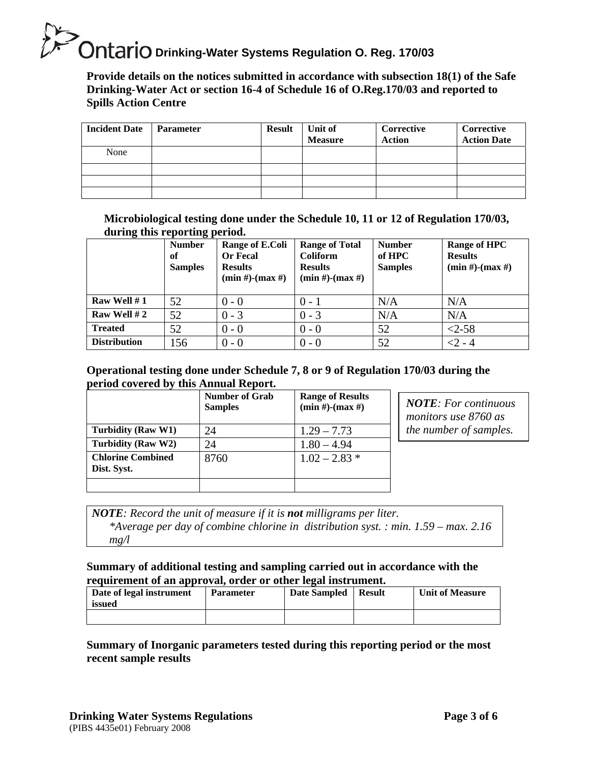**Provide details on the notices submitted in accordance with subsection 18(1) of the Safe Drinking-Water Act or section 16-4 of Schedule 16 of O.Reg.170/03 and reported to Spills Action Centre**

| Incident Date | Parameter | Result | Unit of Measure | Corrective Action | Corrective Action Date |
|---|---|---|---|---|---|
| None | | | | | |
| | | | | | |
| | | | | | |
| | | | | | |

**Microbiological testing done under the Schedule 10, 11 or 12 of Regulation 170/03, during this reporting period.**

| | Number of Samples | Range of E.Coli Or Fecal Results (min #)-(max #) | Range of Total Coliform Results (min #)-(max #) | Number of HPC Samples | Range of HPC Results (min #)-(max #) |
|---|---|---|---|---|---|
| **Raw Well # 1** | 52 | 0 - 0 | 0 - 1 | N/A | N/A |
| **Raw Well # 2** | 52 | 0 - 3 | 0 - 3 | N/A | N/A |
| **Treated** | 52 | 0 - 0 | 0 - 0 | 52 | <2-58 |
| **Distribution** | 156 | 0 - 0 | 0 - 0 | 52 | <2 - 4 |

**Operational testing done under Schedule 7, 8 or 9 of Regulation 170/03 during the period covered by this Annual Report.**

| | Number of Grab Samples | Range of Results (min #)-(max #) |
|---|---|---|
| **Turbidity (Raw W1)** | 24 | 1.29 – 7.73 |
| **Turbidity (Raw W2)** | 24 | 1.80 – 4.94 |
| **Chlorine Combined Dist. Syst.** | 8760 | 1.02 – 2.83 * |
| | | |

***NOTE**: For continuous monitors use 8760 as the number of samples.*

***NOTE**: Record the unit of measure if it is **not** milligrams per liter.*
*\*Average per day of combine chlorine in distribution syst. : min. 1.59 – max. 2.16 mg/l*

**Summary of additional testing and sampling carried out in accordance with the requirement of an approval, order or other legal instrument.**

| Date of legal instrument issued | Parameter | Date Sampled | Result | Unit of Measure |
|---|---|---|---|---|
| | | | | |

**Summary of Inorganic parameters tested during this reporting period or the most recent sample results**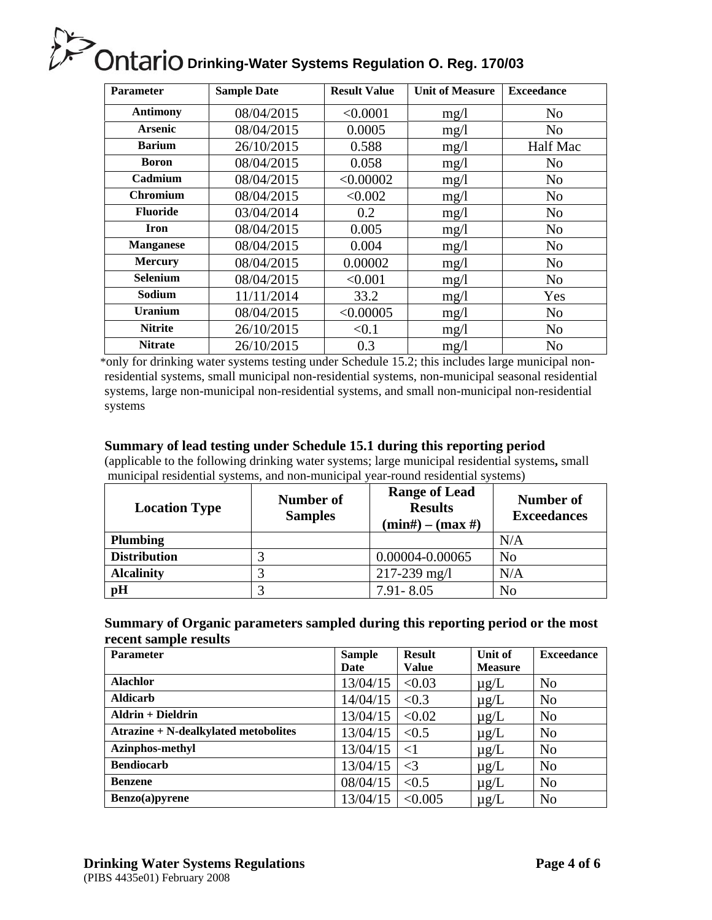| Parameter | Sample Date | Result Value | Unit of Measure | Exceedance |
|---|---|---|---|---|
| Antimony | 08/04/2015 | <0.0001 | mg/l | No |
| Arsenic | 08/04/2015 | 0.0005 | mg/l | No |
| Barium | 26/10/2015 | 0.588 | mg/l | Half Mac |
| Boron | 08/04/2015 | 0.058 | mg/l | No |
| Cadmium | 08/04/2015 | <0.00002 | mg/l | No |
| Chromium | 08/04/2015 | <0.002 | mg/l | No |
| Fluoride | 03/04/2014 | 0.2 | mg/l | No |
| Iron | 08/04/2015 | 0.005 | mg/l | No |
| Manganese | 08/04/2015 | 0.004 | mg/l | No |
| Mercury | 08/04/2015 | 0.00002 | mg/l | No |
| Selenium | 08/04/2015 | <0.001 | mg/l | No |
| Sodium | 11/11/2014 | 33.2 | mg/l | Yes |
| Uranium | 08/04/2015 | <0.00005 | mg/l | No |
| Nitrite | 26/10/2015 | <0.1 | mg/l | No |
| Nitrate | 26/10/2015 | 0.3 | mg/l | No |

*only for drinking water systems testing under Schedule 15.2; this includes large municipal non-residential systems, small municipal non-residential systems, non-municipal seasonal residential systems, large non-municipal non-residential systems, and small non-municipal non-residential systems

### Summary of lead testing under Schedule 15.1 during this reporting period

(applicable to the following drinking water systems; large municipal residential systems, small municipal residential systems, and non-municipal year-round residential systems)

| Location Type | Number of Samples | Range of Lead Results (min#) – (max #) | Number of Exceedances |
|---|---|---|---|
| Plumbing | | | N/A |
| Distribution | 3 | 0.00004-0.00065 | No |
| Alcalinity | 3 | 217-239 mg/l | N/A |
| pH | 3 | 7.91- 8.05 | No |

### Summary of Organic parameters sampled during this reporting period or the most recent sample results

| Parameter | Sample Date | Result Value | Unit of Measure | Exceedance |
|---|---|---|---|---|
| Alachlor | 13/04/15 | <0.03 | µg/L | No |
| Aldicarb | 14/04/15 | <0.3 | µg/L | No |
| Aldrin + Dieldrin | 13/04/15 | <0.02 | µg/L | No |
| Atrazine + N-dealkylated metobolites | 13/04/15 | <0.5 | µg/L | No |
| Azinphos-methyl | 13/04/15 | <1 | µg/L | No |
| Bendiocarb | 13/04/15 | <3 | µg/L | No |
| Benzene | 08/04/15 | <0.5 | µg/L | No |
| Benzo(a)pyrene | 13/04/15 | <0.005 | µg/L | No |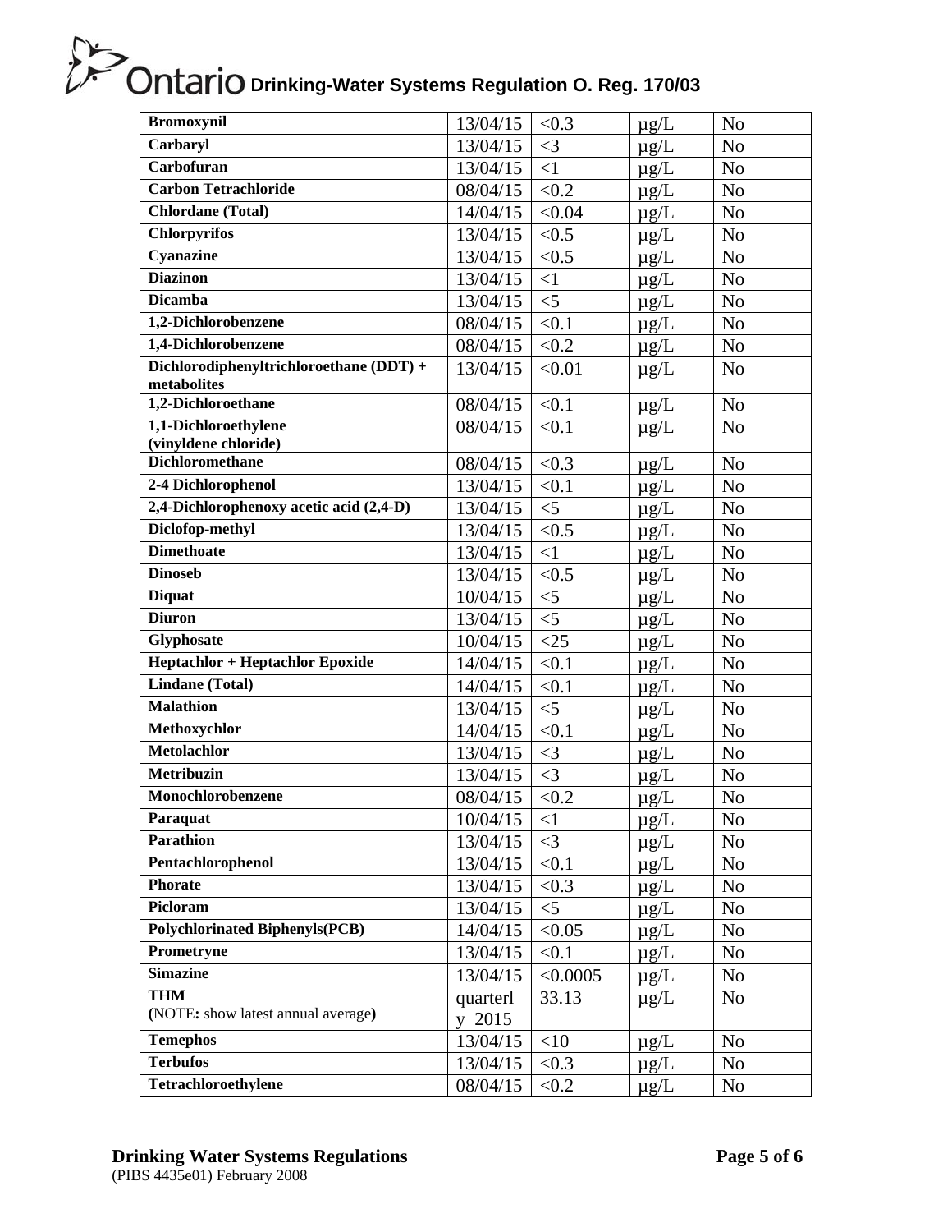| **Bromoxynil** | 13/04/15 | <0.3 | μg/L | No |
|---|---|---|---|---|
| **Carbaryl** | 13/04/15 | <3 | μg/L | No |
| **Carbofuran** | 13/04/15 | <1 | μg/L | No |
| **Carbon Tetrachloride** | 08/04/15 | <0.2 | μg/L | No |
| **Chlordane (Total)** | 14/04/15 | <0.04 | μg/L | No |
| **Chlorpyrifos** | 13/04/15 | <0.5 | μg/L | No |
| **Cyanazine** | 13/04/15 | <0.5 | μg/L | No |
| **Diazinon** | 13/04/15 | <1 | μg/L | No |
| **Dicamba** | 13/04/15 | <5 | μg/L | No |
| **1,2-Dichlorobenzene** | 08/04/15 | <0.1 | μg/L | No |
| **1,4-Dichlorobenzene** | 08/04/15 | <0.2 | μg/L | No |
| **Dichlorodiphenyltrichloroethane (DDT) + metabolites** | 13/04/15 | <0.01 | μg/L | No |
| **1,2-Dichloroethane** | 08/04/15 | <0.1 | μg/L | No |
| **1,1-Dichloroethylene (vinyldene chloride)** | 08/04/15 | <0.1 | μg/L | No |
| **Dichloromethane** | 08/04/15 | <0.3 | μg/L | No |
| **2-4 Dichlorophenol** | 13/04/15 | <0.1 | μg/L | No |
| **2,4-Dichlorophenoxy acetic acid (2,4-D)** | 13/04/15 | <5 | μg/L | No |
| **Diclofop-methyl** | 13/04/15 | <0.5 | μg/L | No |
| **Dimethoate** | 13/04/15 | <1 | μg/L | No |
| **Dinoseb** | 13/04/15 | <0.5 | μg/L | No |
| **Diquat** | 10/04/15 | <5 | μg/L | No |
| **Diuron** | 13/04/15 | <5 | μg/L | No |
| **Glyphosate** | 10/04/15 | <25 | μg/L | No |
| **Heptachlor + Heptachlor Epoxide** | 14/04/15 | <0.1 | μg/L | No |
| **Lindane (Total)** | 14/04/15 | <0.1 | μg/L | No |
| **Malathion** | 13/04/15 | <5 | μg/L | No |
| **Methoxychlor** | 14/04/15 | <0.1 | μg/L | No |
| **Metolachlor** | 13/04/15 | <3 | μg/L | No |
| **Metribuzin** | 13/04/15 | <3 | μg/L | No |
| **Monochlorobenzene** | 08/04/15 | <0.2 | μg/L | No |
| **Paraquat** | 10/04/15 | <1 | μg/L | No |
| **Parathion** | 13/04/15 | <3 | μg/L | No |
| **Pentachlorophenol** | 13/04/15 | <0.1 | μg/L | No |
| **Phorate** | 13/04/15 | <0.3 | μg/L | No |
| **Picloram** | 13/04/15 | <5 | μg/L | No |
| **Polychlorinated Biphenyls(PCB)** | 14/04/15 | <0.05 | μg/L | No |
| **Prometryne** | 13/04/15 | <0.1 | μg/L | No |
| **Simazine** | 13/04/15 | <0.0005 | μg/L | No |
| **THM** (NOTE**:** show latest annual average**)** | quarterly 2015 | 33.13 | μg/L | No |
| **Temephos** | 13/04/15 | <10 | μg/L | No |
| **Terbufos** | 13/04/15 | <0.3 | μg/L | No |
| **Tetrachloroethylene** | 08/04/15 | <0.2 | μg/L | No |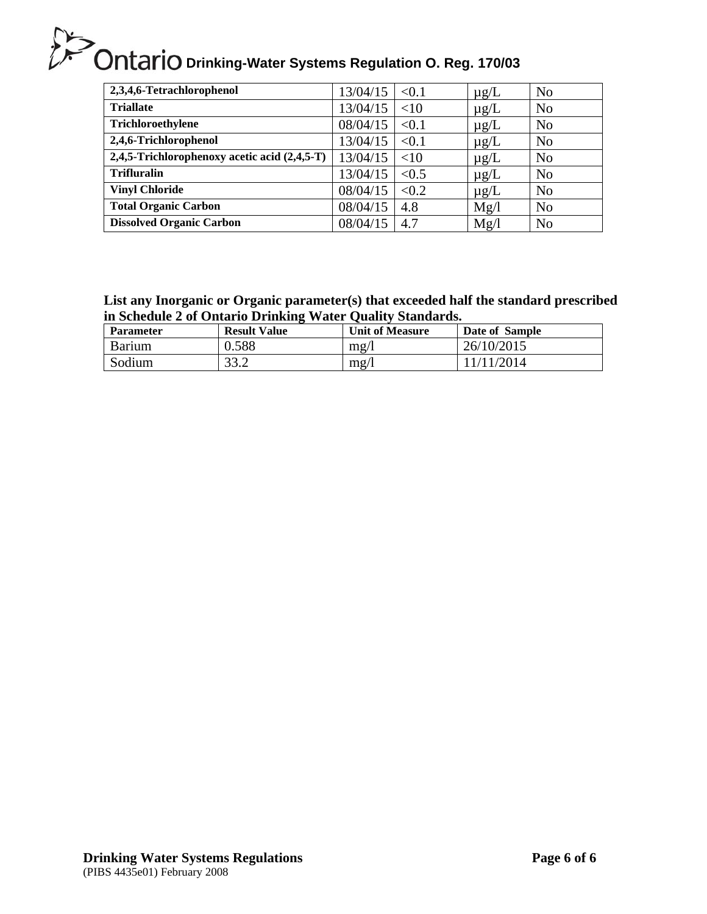| | | | | |
|---|---|---|---|---|
| **2,3,4,6-Tetrachlorophenol** | 13/04/15 | <0.1 | µg/L | No |
| **Triallate** | 13/04/15 | <10 | µg/L | No |
| **Trichloroethylene** | 08/04/15 | <0.1 | µg/L | No |
| **2,4,6-Trichlorophenol** | 13/04/15 | <0.1 | µg/L | No |
| **2,4,5-Trichlorophenoxy acetic acid (2,4,5-T)** | 13/04/15 | <10 | µg/L | No |
| **Trifluralin** | 13/04/15 | <0.5 | µg/L | No |
| **Vinyl Chloride** | 08/04/15 | <0.2 | µg/L | No |
| **Total Organic Carbon** | 08/04/15 | 4.8 | Mg/l | No |
| **Dissolved Organic Carbon** | 08/04/15 | 4.7 | Mg/l | No |

**List any Inorganic or Organic parameter(s) that exceeded half the standard prescribed in Schedule 2 of Ontario Drinking Water Quality Standards.**

| Parameter | Result Value | Unit of Measure | Date of Sample |
|---|---|---|---|
| Barium | 0.588 | mg/l | 26/10/2015 |
| Sodium | 33.2 | mg/l | 11/11/2014 |